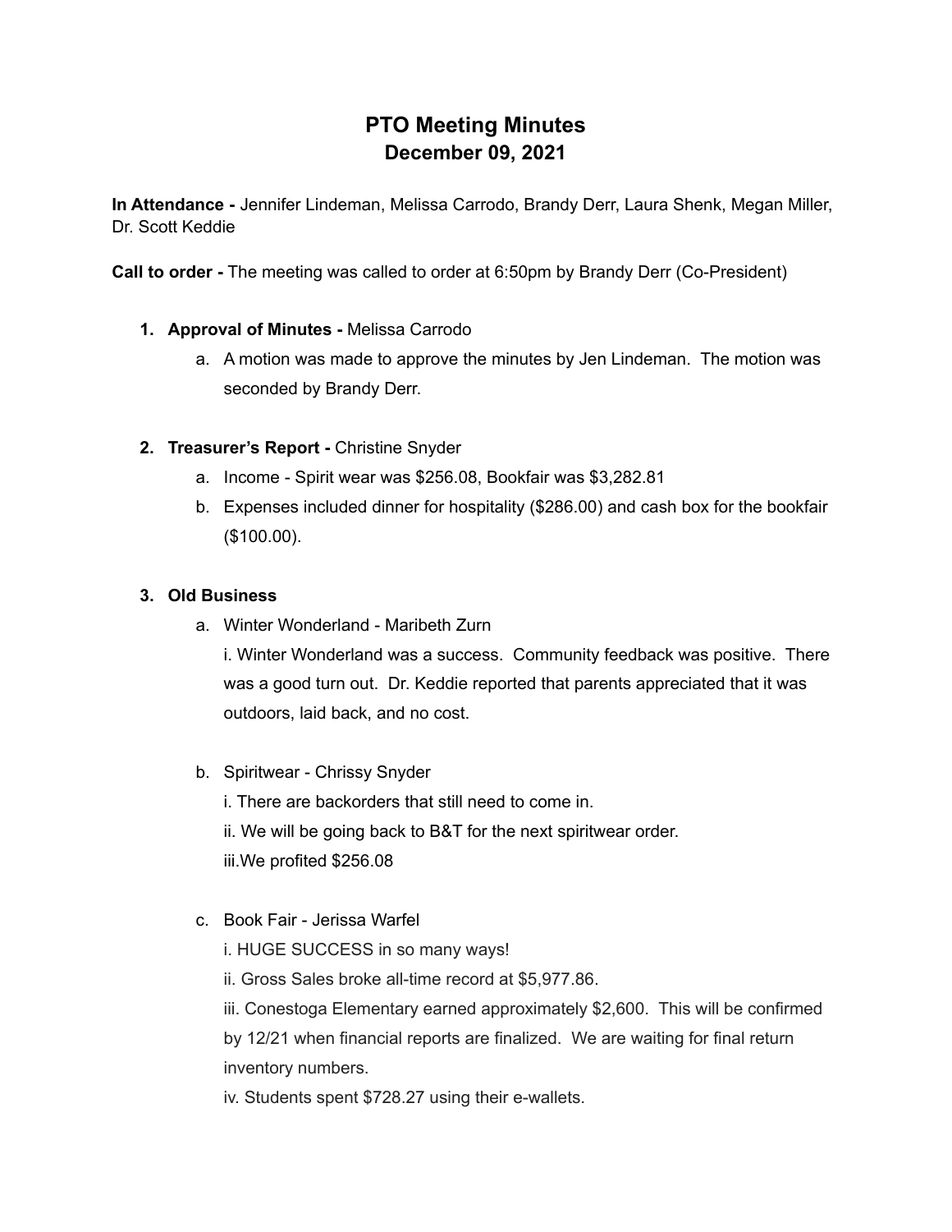# PTO Meeting Minutes
## December 09, 2021

**In Attendance -** Jennifer Lindeman, Melissa Carrodo, Brandy Derr, Laura Shenk, Megan Miller, Dr. Scott Keddie

**Call to order -** The meeting was called to order at 6:50pm by Brandy Derr (Co-President)

1. **Approval of Minutes -** Melissa Carrodo
   a. A motion was made to approve the minutes by Jen Lindeman. The motion was seconded by Brandy Derr.

2. **Treasurer's Report -** Christine Snyder
   a. Income - Spirit wear was $256.08, Bookfair was $3,282.81
   b. Expenses included dinner for hospitality ($286.00) and cash box for the bookfair ($100.00).

3. **Old Business**
   a. Winter Wonderland - Maribeth Zurn
      i. Winter Wonderland was a success. Community feedback was positive. There was a good turn out. Dr. Keddie reported that parents appreciated that it was outdoors, laid back, and no cost.

   b. Spiritwear - Chrissy Snyder
      i. There are backorders that still need to come in.
      ii. We will be going back to B&T for the next spiritwear order.
      iii.We profited $256.08

   c. Book Fair - Jerissa Warfel
      i. HUGE SUCCESS in so many ways!
      ii. Gross Sales broke all-time record at $5,977.86.
      iii. Conestoga Elementary earned approximately $2,600. This will be confirmed by 12/21 when financial reports are finalized. We are waiting for final return inventory numbers.
      iv. Students spent $728.27 using their e-wallets.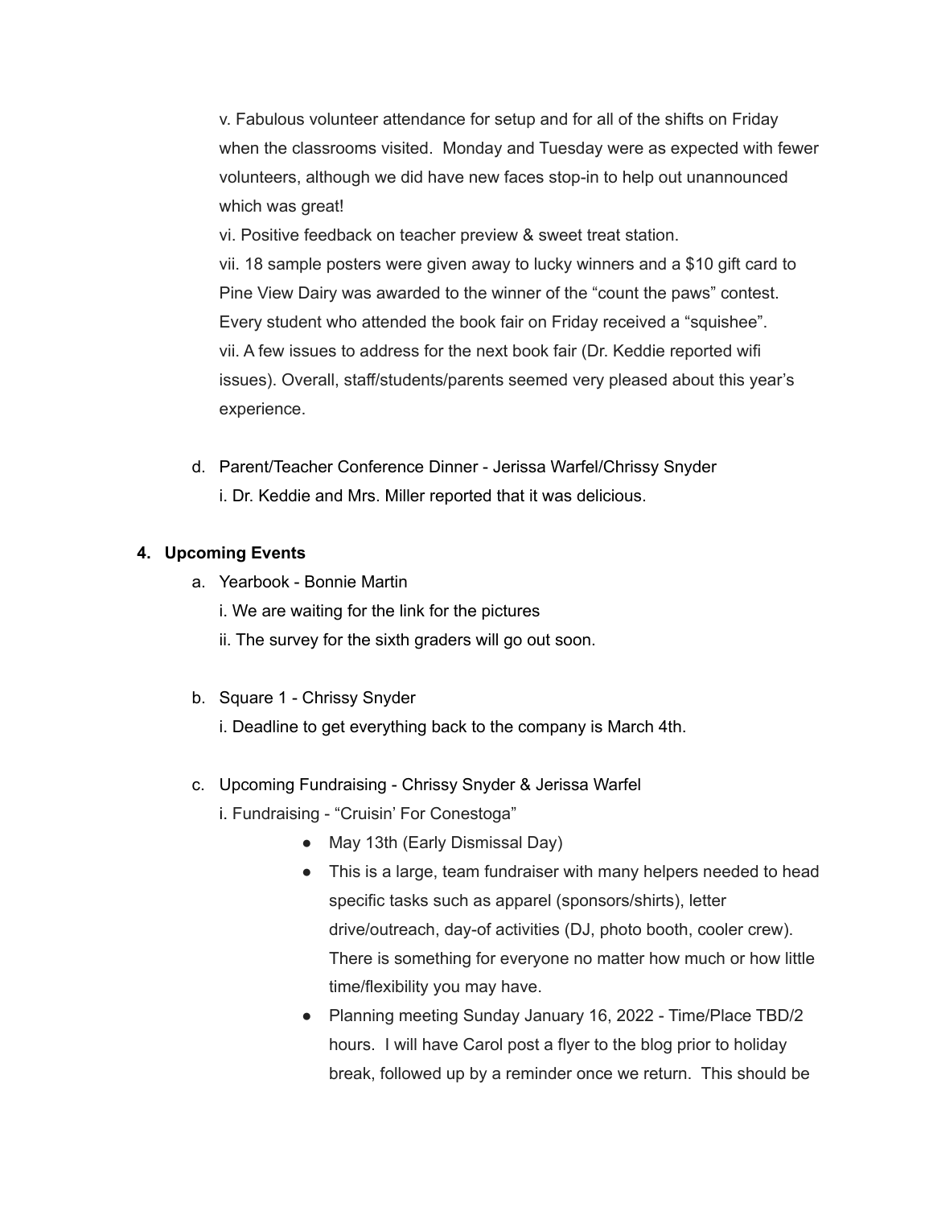v. Fabulous volunteer attendance for setup and for all of the shifts on Friday when the classrooms visited. Monday and Tuesday were as expected with fewer volunteers, although we did have new faces stop-in to help out unannounced which was great!

vi. Positive feedback on teacher preview & sweet treat station.

vii. 18 sample posters were given away to lucky winners and a $10 gift card to Pine View Dairy was awarded to the winner of the "count the paws" contest. Every student who attended the book fair on Friday received a "squishee".

vii. A few issues to address for the next book fair (Dr. Keddie reported wifi issues). Overall, staff/students/parents seemed very pleased about this year's experience.

d. Parent/Teacher Conference Dinner - Jerissa Warfel/Chrissy Snyder

i. Dr. Keddie and Mrs. Miller reported that it was delicious.

**4. Upcoming Events**

a. Yearbook - Bonnie Martin

i. We are waiting for the link for the pictures

ii. The survey for the sixth graders will go out soon.

b. Square 1 - Chrissy Snyder

i. Deadline to get everything back to the company is March 4th.

c. Upcoming Fundraising - Chrissy Snyder & Jerissa Warfel

i. Fundraising - "Cruisin' For Conestoga"

- May 13th (Early Dismissal Day)
- This is a large, team fundraiser with many helpers needed to head specific tasks such as apparel (sponsors/shirts), letter drive/outreach, day-of activities (DJ, photo booth, cooler crew). There is something for everyone no matter how much or how little time/flexibility you may have.
- Planning meeting Sunday January 16, 2022 - Time/Place TBD/2 hours. I will have Carol post a flyer to the blog prior to holiday break, followed up by a reminder once we return. This should be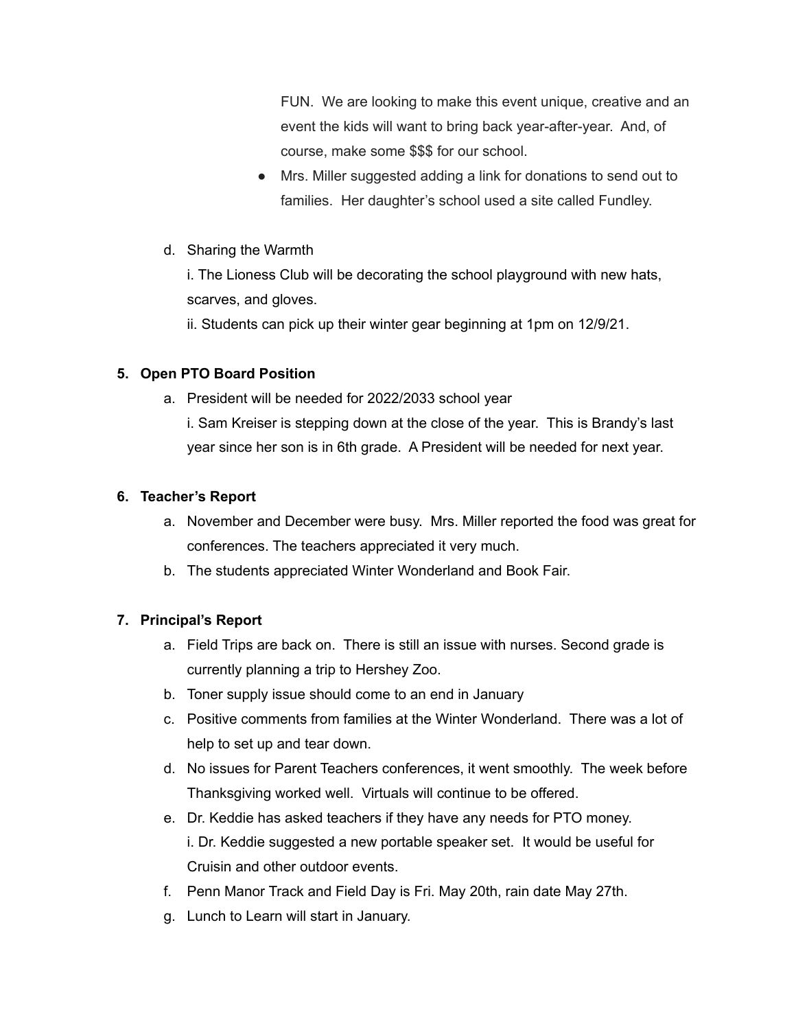FUN. We are looking to make this event unique, creative and an event the kids will want to bring back year-after-year. And, of course, make some $$$ for our school.

- Mrs. Miller suggested adding a link for donations to send out to families. Her daughter's school used a site called Fundley.

d. Sharing the Warmth

i. The Lioness Club will be decorating the school playground with new hats, scarves, and gloves.

ii. Students can pick up their winter gear beginning at 1pm on 12/9/21.

**5. Open PTO Board Position**

a. President will be needed for 2022/2033 school year

i. Sam Kreiser is stepping down at the close of the year. This is Brandy's last year since her son is in 6th grade. A President will be needed for next year.

**6. Teacher's Report**

a. November and December were busy. Mrs. Miller reported the food was great for conferences. The teachers appreciated it very much.

b. The students appreciated Winter Wonderland and Book Fair.

**7. Principal's Report**

a. Field Trips are back on. There is still an issue with nurses. Second grade is currently planning a trip to Hershey Zoo.

b. Toner supply issue should come to an end in January

c. Positive comments from families at the Winter Wonderland. There was a lot of help to set up and tear down.

d. No issues for Parent Teachers conferences, it went smoothly. The week before Thanksgiving worked well. Virtuals will continue to be offered.

e. Dr. Keddie has asked teachers if they have any needs for PTO money.

i. Dr. Keddie suggested a new portable speaker set. It would be useful for Cruisin and other outdoor events.

f. Penn Manor Track and Field Day is Fri. May 20th, rain date May 27th.

g. Lunch to Learn will start in January.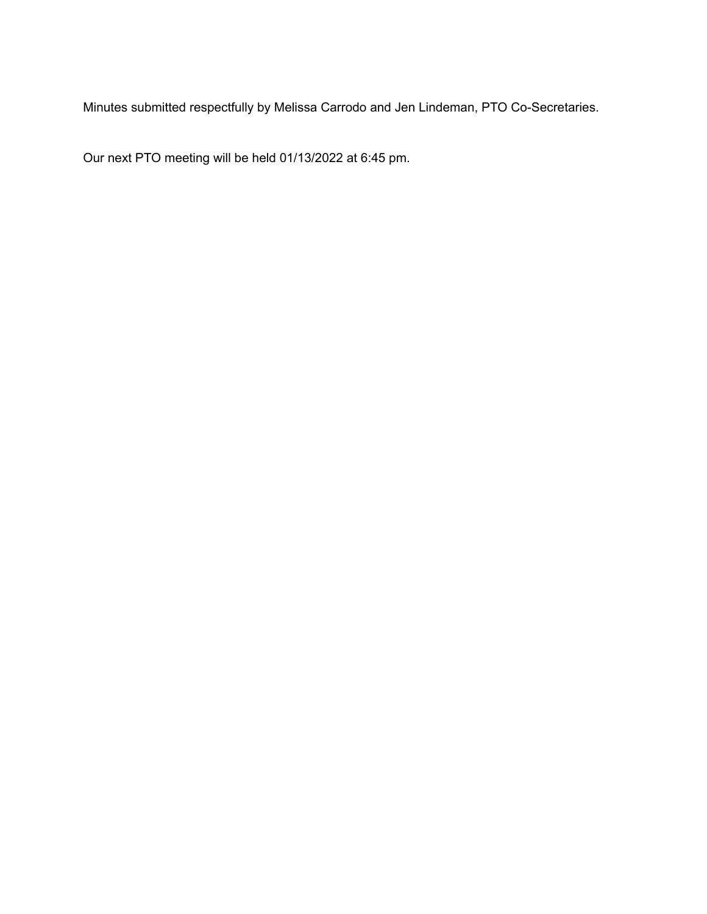Minutes submitted respectfully by Melissa Carrodo and Jen Lindeman, PTO Co-Secretaries.

Our next PTO meeting will be held 01/13/2022 at 6:45 pm.